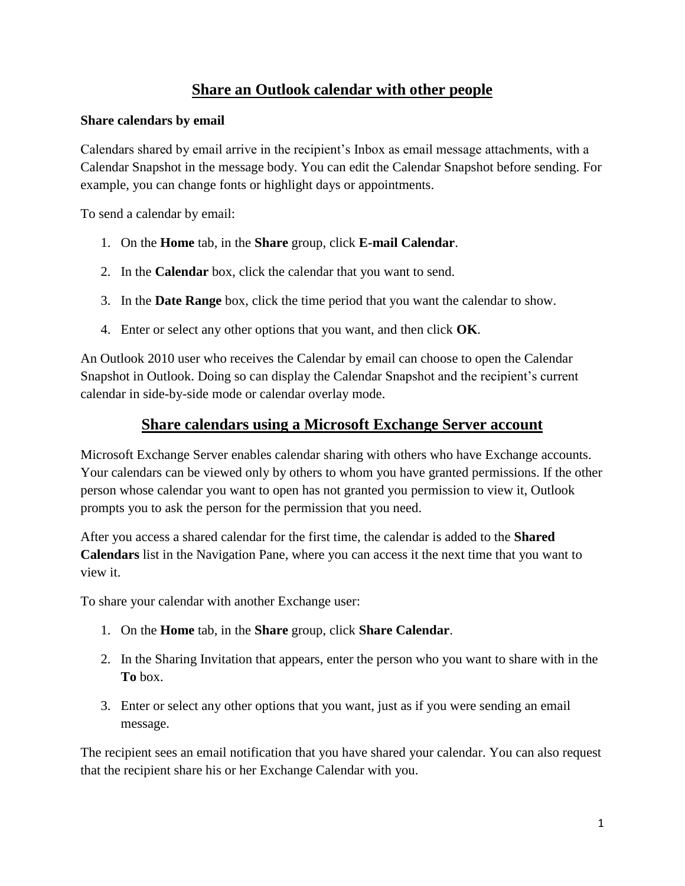# Share an Outlook calendar with other people

**Share calendars by email**

Calendars shared by email arrive in the recipient's Inbox as email message attachments, with a Calendar Snapshot in the message body. You can edit the Calendar Snapshot before sending. For example, you can change fonts or highlight days or appointments.

To send a calendar by email:

1. On the **Home** tab, in the **Share** group, click **E-mail Calendar**.
2. In the **Calendar** box, click the calendar that you want to send.
3. In the **Date Range** box, click the time period that you want the calendar to show.
4. Enter or select any other options that you want, and then click **OK**.

An Outlook 2010 user who receives the Calendar by email can choose to open the Calendar Snapshot in Outlook. Doing so can display the Calendar Snapshot and the recipient's current calendar in side-by-side mode or calendar overlay mode.

## Share calendars using a Microsoft Exchange Server account

Microsoft Exchange Server enables calendar sharing with others who have Exchange accounts. Your calendars can be viewed only by others to whom you have granted permissions. If the other person whose calendar you want to open has not granted you permission to view it, Outlook prompts you to ask the person for the permission that you need.

After you access a shared calendar for the first time, the calendar is added to the **Shared Calendars** list in the Navigation Pane, where you can access it the next time that you want to view it.

To share your calendar with another Exchange user:

1. On the **Home** tab, in the **Share** group, click **Share Calendar**.
2. In the Sharing Invitation that appears, enter the person who you want to share with in the **To** box.
3. Enter or select any other options that you want, just as if you were sending an email message.

The recipient sees an email notification that you have shared your calendar. You can also request that the recipient share his or her Exchange Calendar with you.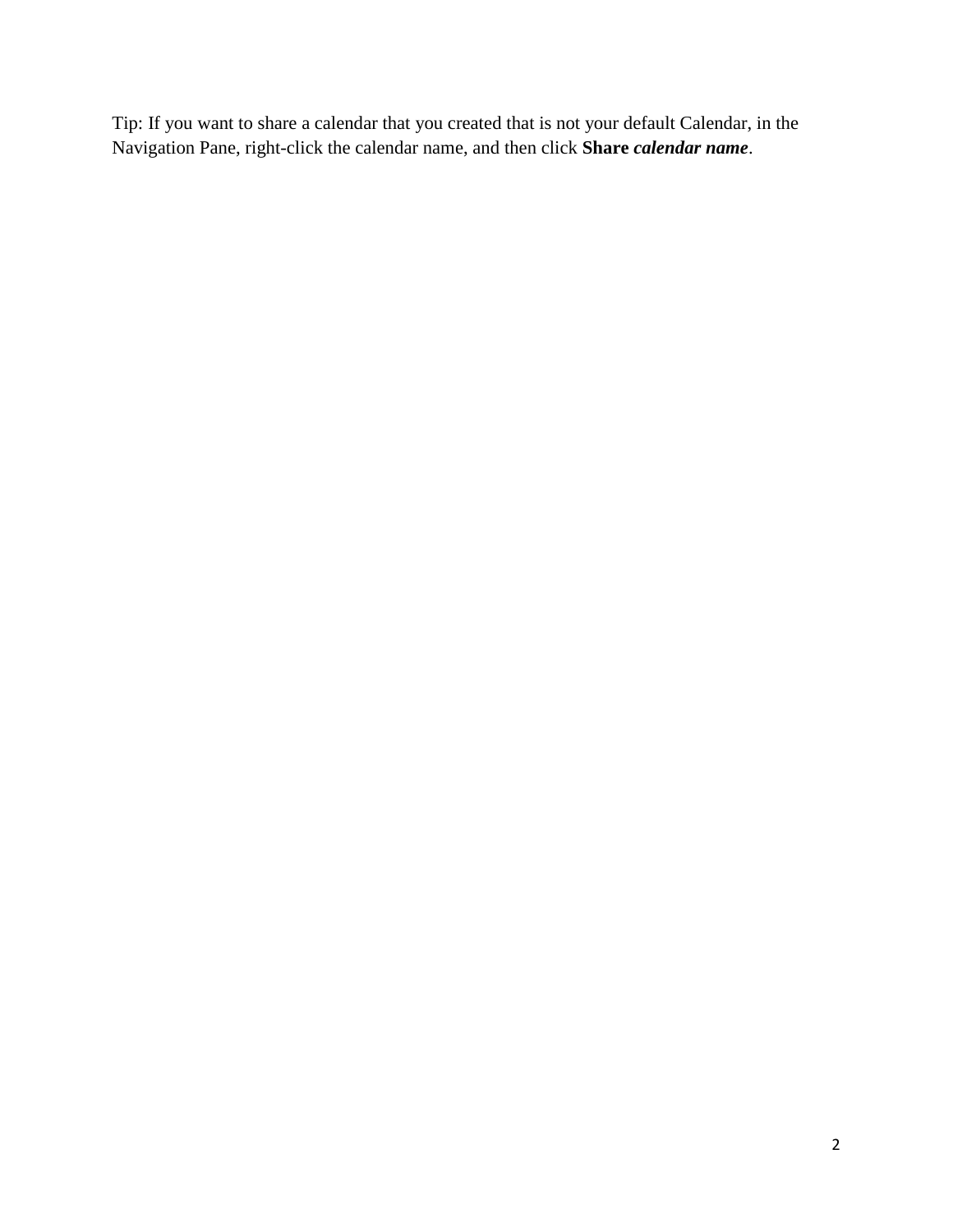Tip: If you want to share a calendar that you created that is not your default Calendar, in the Navigation Pane, right-click the calendar name, and then click **Share *calendar name***.